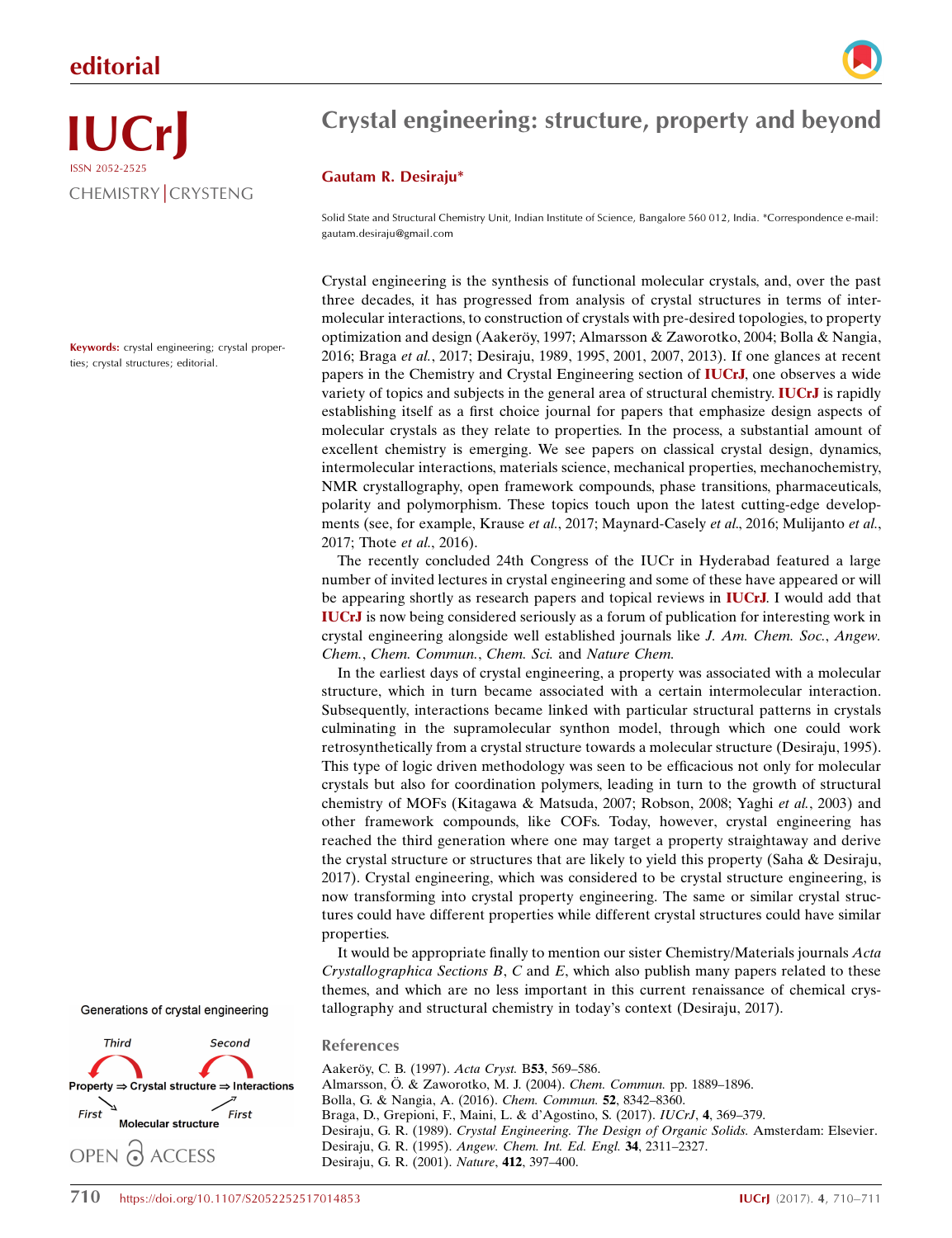# editorial

**IUCrJ**
ISSN 2052-2525
CHEMISTRY | CRYSTENG

# Crystal engineering: structure, property and beyond

**Gautam R. Desiraju***

Solid State and Structural Chemistry Unit, Indian Institute of Science, Bangalore 560 012, India. *Correspondence e-mail: gautam.desiraju@gmail.com

**Keywords:** crystal engineering; crystal properties; crystal structures; editorial.

Crystal engineering is the synthesis of functional molecular crystals, and, over the past three decades, it has progressed from analysis of crystal structures in terms of intermolecular interactions, to construction of crystals with pre-desired topologies, to property optimization and design (Aakeröy, 1997; Almarsson & Zaworotko, 2004; Bolla & Nangia, 2016; Braga *et al.*, 2017; Desiraju, 1989, 1995, 2001, 2007, 2013). If one glances at recent papers in the Chemistry and Crystal Engineering section of **IUCrJ**, one observes a wide variety of topics and subjects in the general area of structural chemistry. **IUCrJ** is rapidly establishing itself as a first choice journal for papers that emphasize design aspects of molecular crystals as they relate to properties. In the process, a substantial amount of excellent chemistry is emerging. We see papers on classical crystal design, dynamics, intermolecular interactions, materials science, mechanical properties, mechanochemistry, NMR crystallography, open framework compounds, phase transitions, pharmaceuticals, polarity and polymorphism. These topics touch upon the latest cutting-edge developments (see, for example, Krause *et al.*, 2017; Maynard-Casely *et al.*, 2016; Mulijanto *et al.*, 2017; Thote *et al.*, 2016).

The recently concluded 24th Congress of the IUCr in Hyderabad featured a large number of invited lectures in crystal engineering and some of these have appeared or will be appearing shortly as research papers and topical reviews in **IUCrJ**. I would add that **IUCrJ** is now being considered seriously as a forum of publication for interesting work in crystal engineering alongside well established journals like *J. Am. Chem. Soc.*, *Angew. Chem.*, *Chem. Commun.*, *Chem. Sci.* and *Nature Chem.*

In the earliest days of crystal engineering, a property was associated with a molecular structure, which in turn became associated with a certain intermolecular interaction. Subsequently, interactions became linked with particular structural patterns in crystals culminating in the supramolecular synthon model, through which one could work retrosynthetically from a crystal structure towards a molecular structure (Desiraju, 1995). This type of logic driven methodology was seen to be efficacious not only for molecular crystals but also for coordination polymers, leading in turn to the growth of structural chemistry of MOFs (Kitagawa & Matsuda, 2007; Robson, 2008; Yaghi *et al.*, 2003) and other framework compounds, like COFs. Today, however, crystal engineering has reached the third generation where one may target a property straightaway and derive the crystal structure or structures that are likely to yield this property (Saha & Desiraju, 2017). Crystal engineering, which was considered to be crystal structure engineering, is now transforming into crystal property engineering. The same or similar crystal structures could have different properties while different crystal structures could have similar properties.

It would be appropriate finally to mention our sister Chemistry/Materials journals *Acta Crystallographica Sections B*, *C* and *E*, which also publish many papers related to these themes, and which are no less important in this current renaissance of chemical crystallography and structural chemistry in today's context (Desiraju, 2017).

Generations of crystal engineering

Third — Second

Property ⇒ Crystal structure ⇒ Interactions

First — Molecular structure — First

OPEN ACCESS

## References

Aakeröy, C. B. (1997). *Acta Cryst.* B**53**, 569–586.
Almarsson, Ö. & Zaworotko, M. J. (2004). *Chem. Commun.* pp. 1889–1896.
Bolla, G. & Nangia, A. (2016). *Chem. Commun.* **52**, 8342–8360.
Braga, D., Grepioni, F., Maini, L. & d'Agostino, S. (2017). *IUCrJ*, **4**, 369–379.
Desiraju, G. R. (1989). *Crystal Engineering. The Design of Organic Solids.* Amsterdam: Elsevier.
Desiraju, G. R. (1995). *Angew. Chem. Int. Ed. Engl.* **34**, 2311–2327.
Desiraju, G. R. (2001). *Nature*, **412**, 397–400.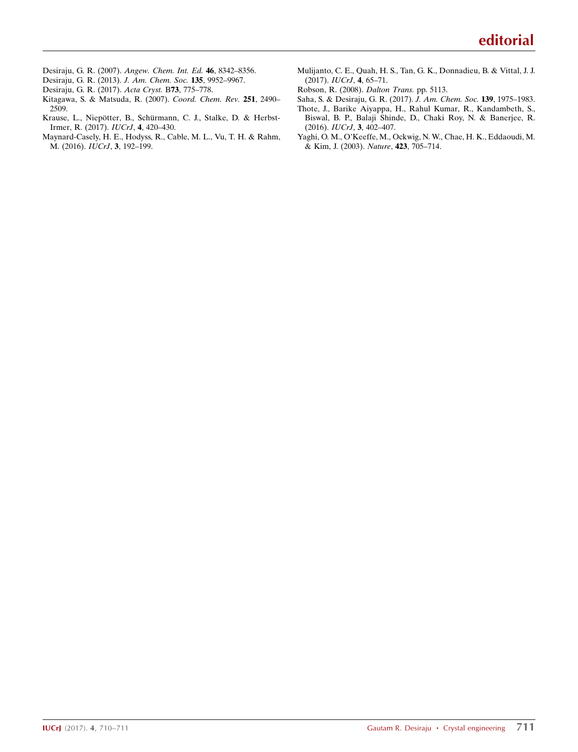Desiraju, G. R. (2007). *Angew. Chem. Int. Ed.* **46**, 8342–8356.

Desiraju, G. R. (2013). *J. Am. Chem. Soc.* **135**, 9952–9967.

Desiraju, G. R. (2017). *Acta Cryst.* B**73**, 775–778.

Kitagawa, S. & Matsuda, R. (2007). *Coord. Chem. Rev.* **251**, 2490–2509.

Krause, L., Niepötter, B., Schürmann, C. J., Stalke, D. & Herbst-Irmer, R. (2017). *IUCrJ*, **4**, 420–430.

Maynard-Casely, H. E., Hodyss, R., Cable, M. L., Vu, T. H. & Rahm, M. (2016). *IUCrJ*, **3**, 192–199.

Mulijanto, C. E., Quah, H. S., Tan, G. K., Donnadieu, B. & Vittal, J. J. (2017). *IUCrJ*, **4**, 65–71.

Robson, R. (2008). *Dalton Trans.* pp. 5113.

Saha, S. & Desiraju, G. R. (2017). *J. Am. Chem. Soc.* **139**, 1975–1983.

Thote, J., Barike Aiyappa, H., Rahul Kumar, R., Kandambeth, S., Biswal, B. P., Balaji Shinde, D., Chaki Roy, N. & Banerjee, R. (2016). *IUCrJ*, **3**, 402–407.

Yaghi, O. M., O'Keeffe, M., Ockwig, N. W., Chae, H. K., Eddaoudi, M. & Kim, J. (2003). *Nature*, **423**, 705–714.